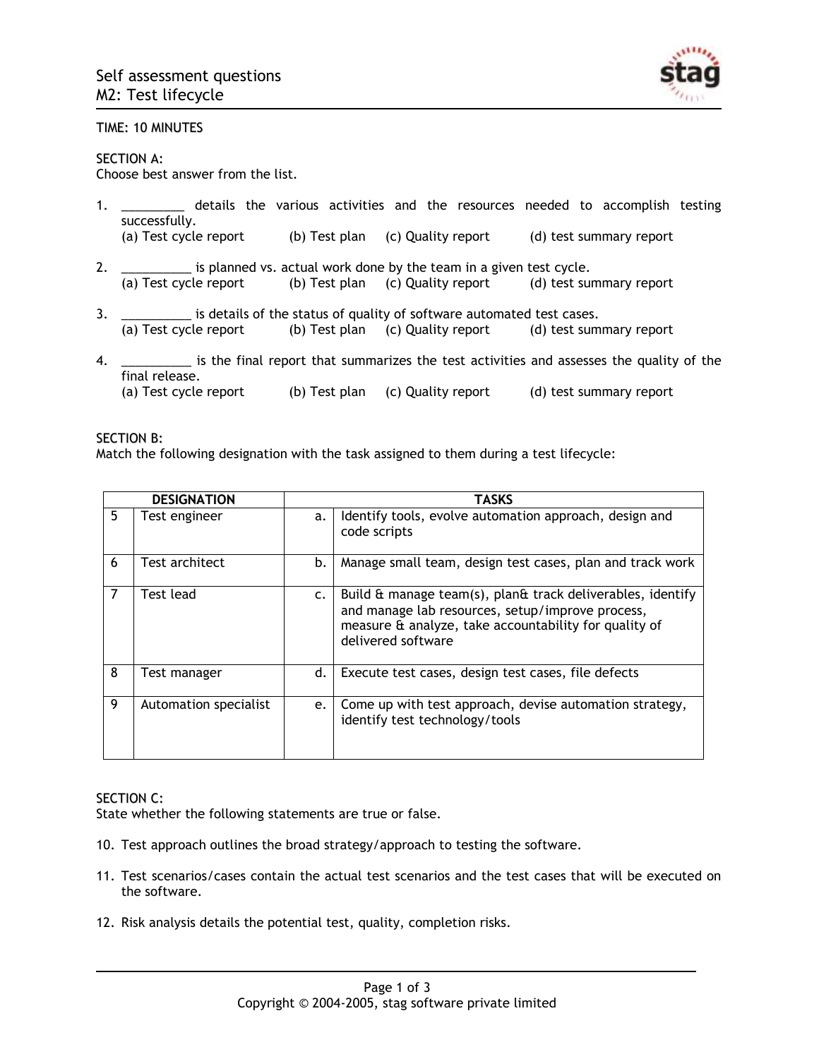# Self assessment questions
## M2: Test lifecycle

TIME: 10 MINUTES

SECTION A:
Choose best answer from the list.

1. _________ details the various activities and the resources needed to accomplish testing successfully.
   (a) Test cycle report (b) Test plan (c) Quality report (d) test summary report

2. __________ is planned vs. actual work done by the team in a given test cycle.
   (a) Test cycle report (b) Test plan (c) Quality report (d) test summary report

3. __________ is details of the status of quality of software automated test cases.
   (a) Test cycle report (b) Test plan (c) Quality report (d) test summary report

4. __________ is the final report that summarizes the test activities and assesses the quality of the final release.
   (a) Test cycle report (b) Test plan (c) Quality report (d) test summary report

SECTION B:
Match the following designation with the task assigned to them during a test lifecycle:

| | DESIGNATION | | TASKS |
|---|---|---|---|
| 5 | Test engineer | a. | Identify tools, evolve automation approach, design and code scripts |
| 6 | Test architect | b. | Manage small team, design test cases, plan and track work |
| 7 | Test lead | c. | Build & manage team(s), plan& track deliverables, identify and manage lab resources, setup/improve process, measure & analyze, take accountability for quality of delivered software |
| 8 | Test manager | d. | Execute test cases, design test cases, file defects |
| 9 | Automation specialist | e. | Come up with test approach, devise automation strategy, identify test technology/tools |

SECTION C:
State whether the following statements are true or false.

10. Test approach outlines the broad strategy/approach to testing the software.

11. Test scenarios/cases contain the actual test scenarios and the test cases that will be executed on the software.

12. Risk analysis details the potential test, quality, completion risks.

Copyright © 2004-2005, stag software private limited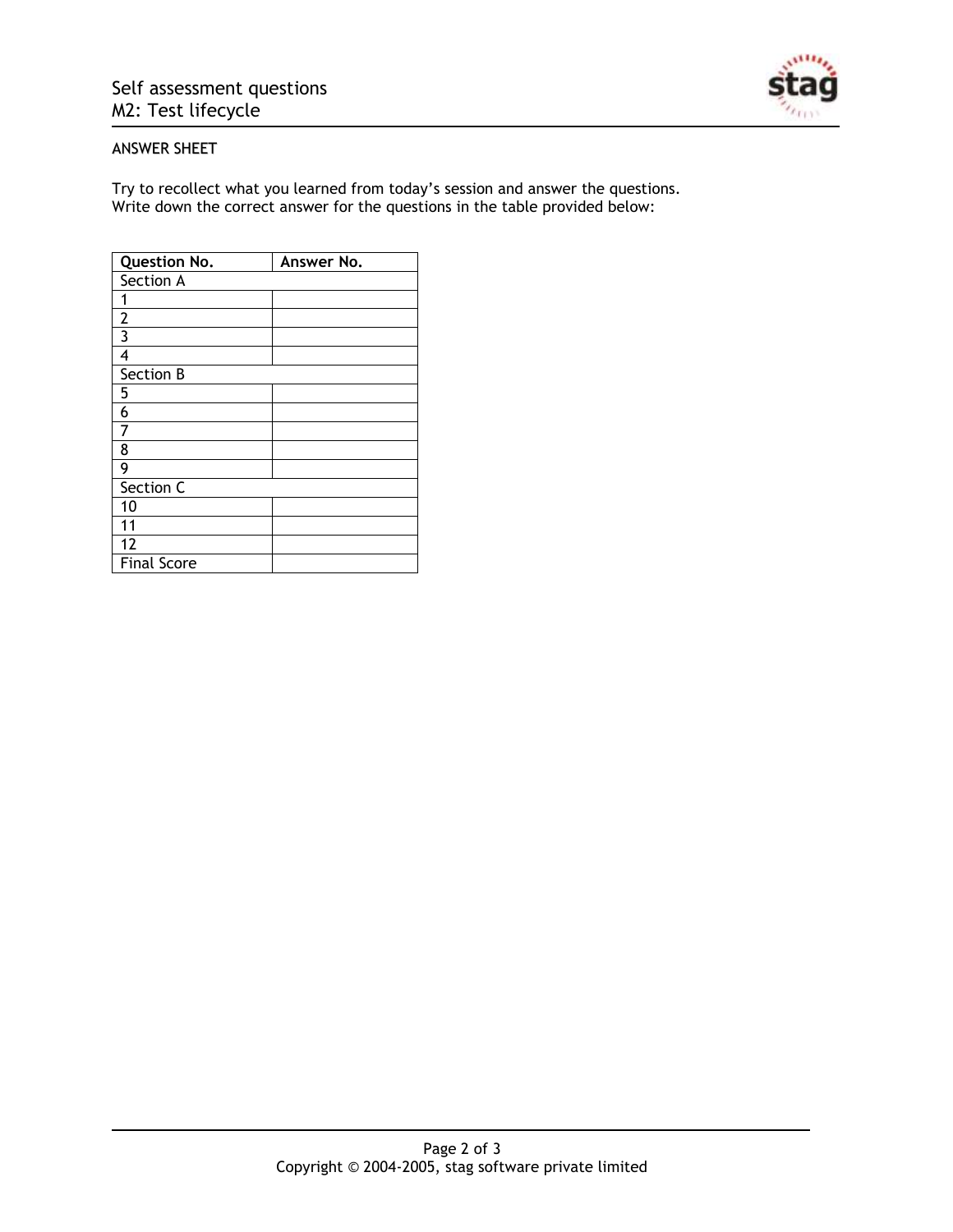ANSWER SHEET

Try to recollect what you learned from today's session and answer the questions.
Write down the correct answer for the questions in the table provided below:

| Question No. | Answer No. |
|---|---|
| Section A | |
| 1 | |
| 2 | |
| 3 | |
| 4 | |
| Section B | |
| 5 | |
| 6 | |
| 7 | |
| 8 | |
| 9 | |
| Section C | |
| 10 | |
| 11 | |
| 12 | |
| Final Score | |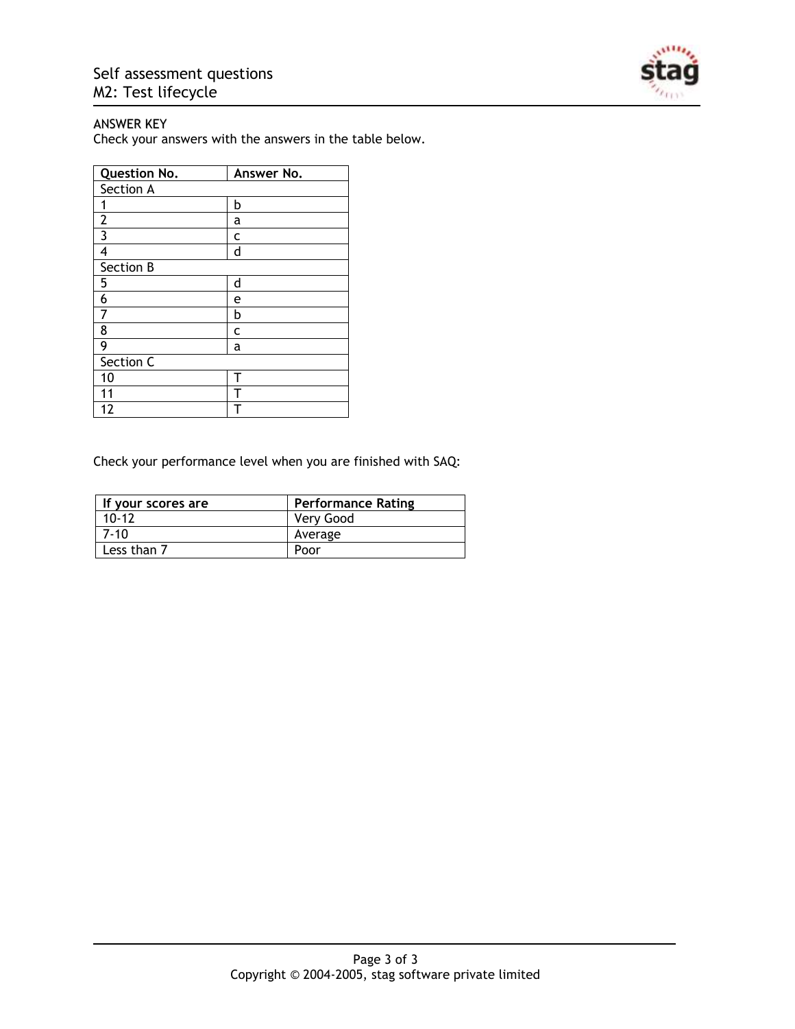ANSWER KEY

Check your answers with the answers in the table below.

| Question No. | Answer No. |
|---|---|
| Section A | |
| 1 | b |
| 2 | a |
| 3 | c |
| 4 | d |
| Section B | |
| 5 | d |
| 6 | e |
| 7 | b |
| 8 | c |
| 9 | a |
| Section C | |
| 10 | T |
| 11 | T |
| 12 | T |

Check your performance level when you are finished with SAQ:

| If your scores are | Performance Rating |
|---|---|
| 10-12 | Very Good |
| 7-10 | Average |
| Less than 7 | Poor |